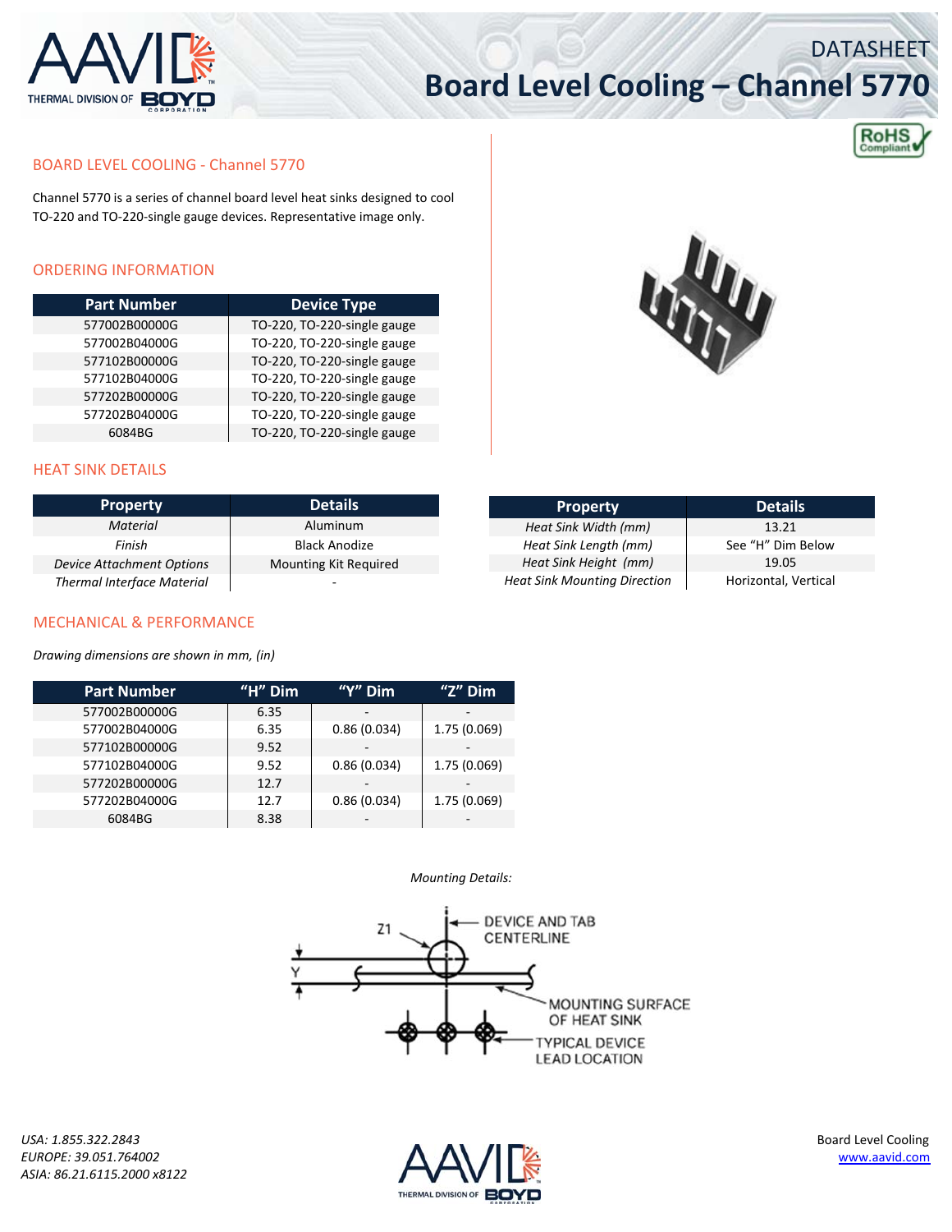# Board Level Cooling – Channel 5770

DATASHEET

## BOARD LEVEL COOLING - Channel 5770

Channel 5770 is a series of channel board level heat sinks designed to cool TO-220 and TO-220-single gauge devices. Representative image only.

## ORDERING INFORMATION

| Part Number | Device Type |
|---|---|
| 577002B00000G | TO-220, TO-220-single gauge |
| 577002B04000G | TO-220, TO-220-single gauge |
| 577102B00000G | TO-220, TO-220-single gauge |
| 577102B04000G | TO-220, TO-220-single gauge |
| 577202B00000G | TO-220, TO-220-single gauge |
| 577202B04000G | TO-220, TO-220-single gauge |
| 6084BG | TO-220, TO-220-single gauge |

## HEAT SINK DETAILS

| Property | Details |
|---|---|
| *Material* | Aluminum |
| *Finish* | Black Anodize |
| *Device Attachment Options* | Mounting Kit Required |
| *Thermal Interface Material* | - |

| Property | Details |
|---|---|
| *Heat Sink Width (mm)* | 13.21 |
| *Heat Sink Length (mm)* | See "H" Dim Below |
| *Heat Sink Height (mm)* | 19.05 |
| *Heat Sink Mounting Direction* | Horizontal, Vertical |

## MECHANICAL & PERFORMANCE

*Drawing dimensions are shown in mm, (in)*

| Part Number | "H" Dim | "Y" Dim | "Z" Dim |
|---|---|---|---|
| 577002B00000G | 6.35 | - | - |
| 577002B04000G | 6.35 | 0.86 (0.034) | 1.75 (0.069) |
| 577102B00000G | 9.52 | - | - |
| 577102B04000G | 9.52 | 0.86 (0.034) | 1.75 (0.069) |
| 577202B00000G | 12.7 | - | - |
| 577202B04000G | 12.7 | 0.86 (0.034) | 1.75 (0.069) |
| 6084BG | 8.38 | - | - |

*Mounting Details:*

Z1 — DEVICE AND TAB CENTERLINE
Y
MOUNTING SURFACE OF HEAT SINK
TYPICAL DEVICE LEAD LOCATION

*USA: 1.855.322.2843*
*EUROPE: 39.051.764002*
*ASIA: 86.21.6115.2000 x8122*

Board Level Cooling
www.aavid.com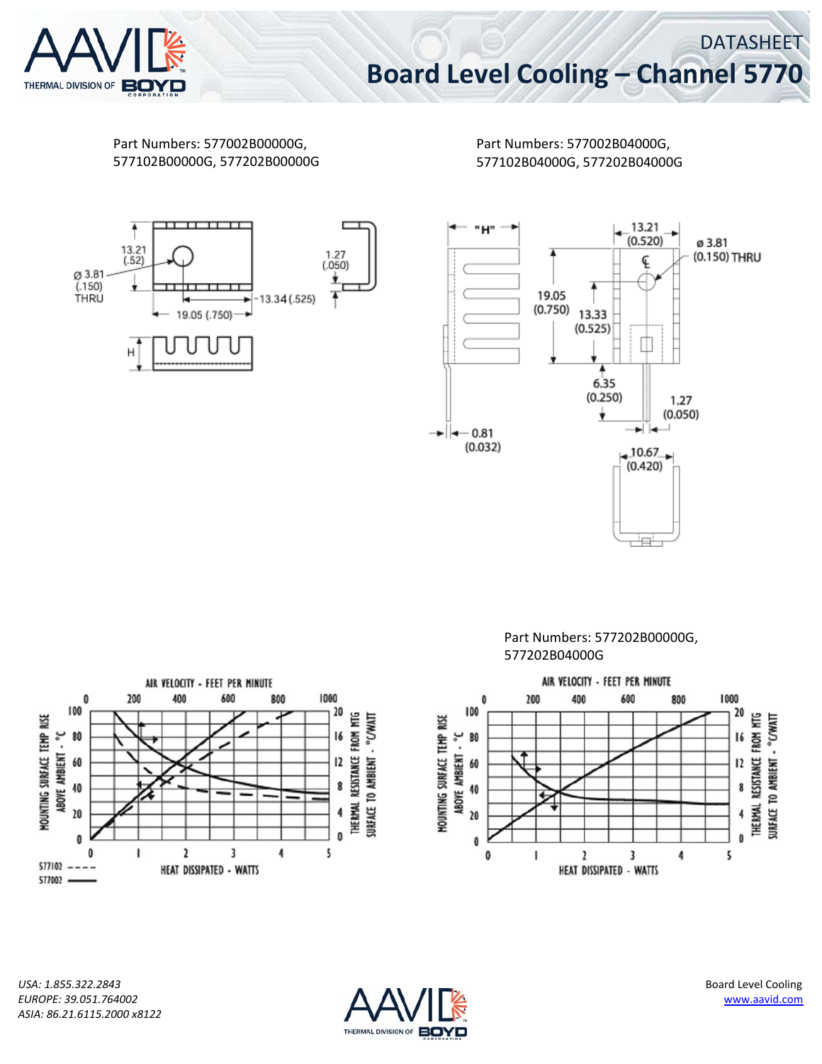# DATASHEET

# Board Level Cooling – Channel 5770

Part Numbers: 577002B00000G, 577102B00000G, 577202B00000G

13.21 (.52)

Ø 3.81 (.150) THRU

1.27 (.050)

13.34 (.525)

19.05 (.750)

H

Part Numbers: 577002B04000G, 577102B04000G, 577202B04000G

"H"

13.21 (0.520)

ø 3.81 (0.150) THRU

19.05 (0.750)

13.33 (0.525)

6.35 (0.250)

1.27 (0.050)

0.81 (0.032)

10.67 (0.420)

AIR VELOCITY - FEET PER MINUTE

MOUNTING SURFACE TEMP RISE ABOVE AMBIENT - °C

THERMAL RESISTANCE FROM MTG SURFACE TO AMBIENT - °C/WATT

HEAT DISSIPATED - WATTS

577102 ----

577002 ——

Part Numbers: 577202B00000G, 577202B04000G

AIR VELOCITY - FEET PER MINUTE

MOUNTING SURFACE TEMP RISE ABOVE AMBIENT - °C

THERMAL RESISTANCE FROM MTG SURFACE TO AMBIENT - °C/WATT

HEAT DISSIPATED - WATTS

*USA: 1.855.322.2843*
*EUROPE: 39.051.764002*
*ASIA: 86.21.6115.2000 x8122*

Board Level Cooling
www.aavid.com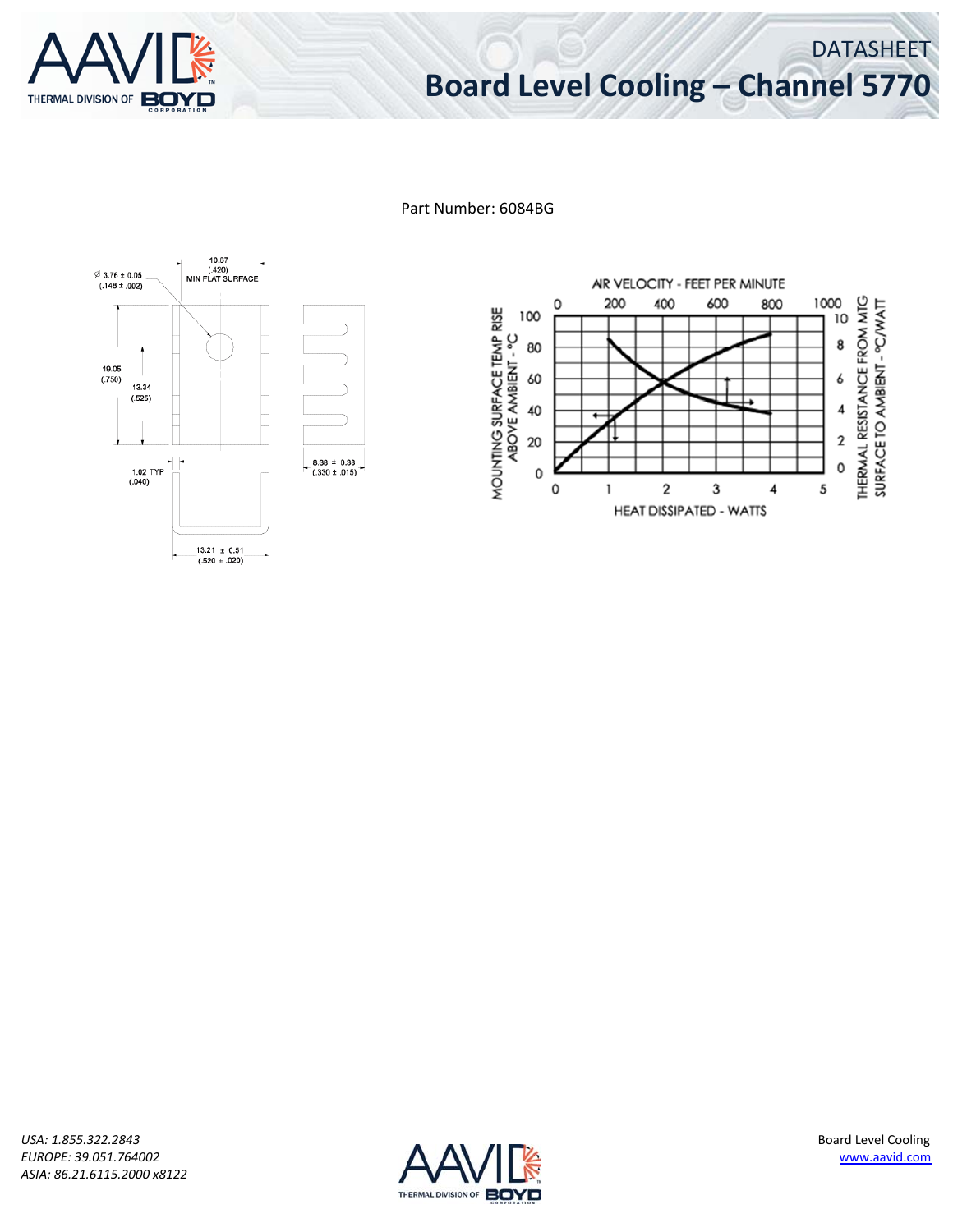Part Number: 6084BG

∅ 3.76 ± 0.05
(.148 ± .002)

10.67
(.420)
MIN FLAT SURFACE

19.05
(.750)

13.34
(.525)

1.02 TYP
(.040)

8.38 ± 0.38
(.330 ± .015)

13.21 ± 0.51
(.520 ± .020)

AIR VELOCITY - FEET PER MINUTE

0 200 400 600 800 1000

MOUNTING SURFACE TEMP RISE ABOVE AMBIENT - °C

0 20 40 60 80 100

THERMAL RESISTANCE FROM MTG SURFACE TO AMBIENT - °C/WATT

0 2 4 6 8 10

HEAT DISSIPATED - WATTS

0 1 2 3 4 5